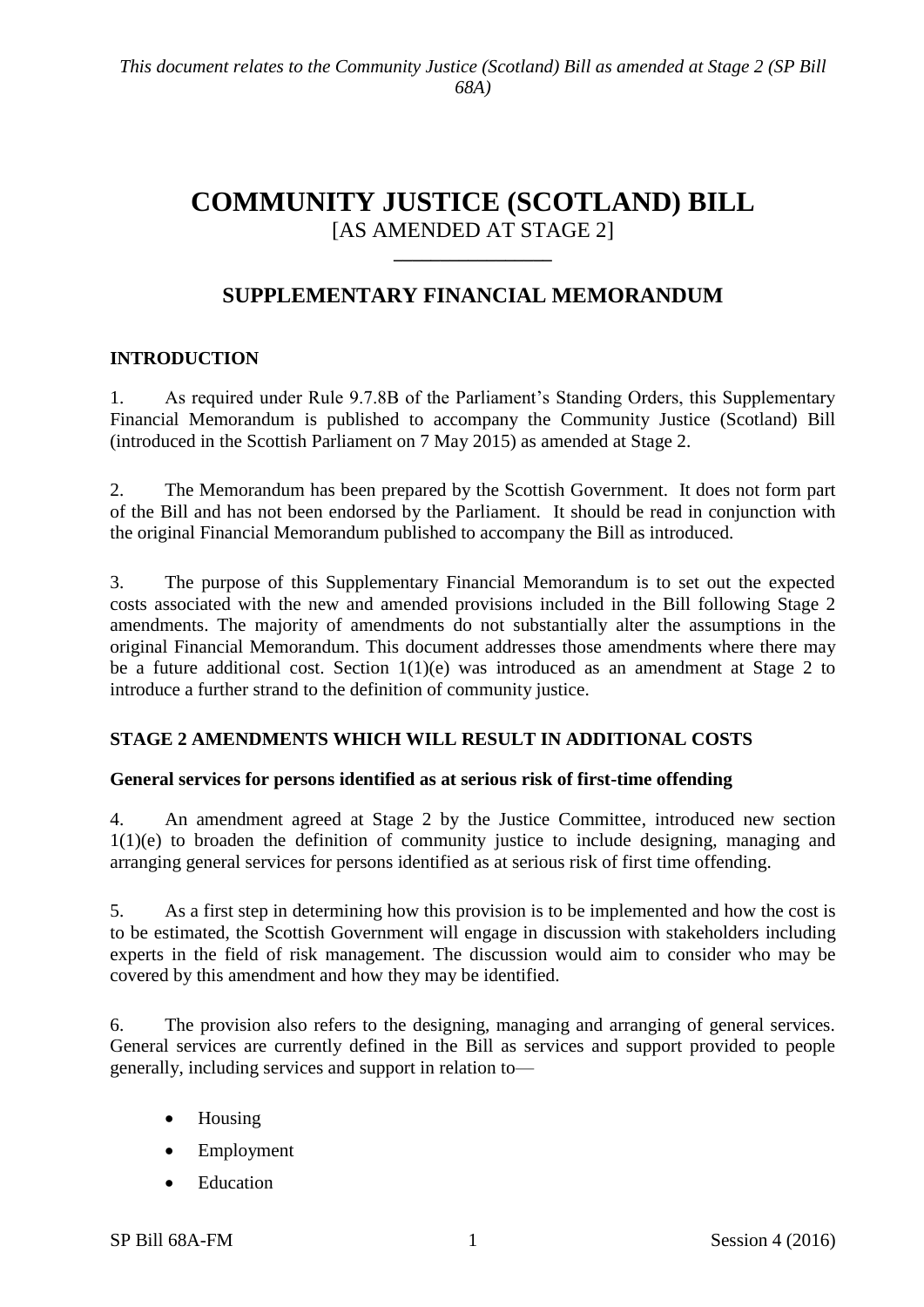*This document relates to the Community Justice (Scotland) Bill as amended at Stage 2 (SP Bill 68A)*

# COMMUNITY JUSTICE (SCOTLAND) BILL

[AS AMENDED AT STAGE 2]

## SUPPLEMENTARY FINANCIAL MEMORANDUM

### INTRODUCTION

1. As required under Rule 9.7.8B of the Parliament's Standing Orders, this Supplementary Financial Memorandum is published to accompany the Community Justice (Scotland) Bill (introduced in the Scottish Parliament on 7 May 2015) as amended at Stage 2.

2. The Memorandum has been prepared by the Scottish Government. It does not form part of the Bill and has not been endorsed by the Parliament. It should be read in conjunction with the original Financial Memorandum published to accompany the Bill as introduced.

3. The purpose of this Supplementary Financial Memorandum is to set out the expected costs associated with the new and amended provisions included in the Bill following Stage 2 amendments. The majority of amendments do not substantially alter the assumptions in the original Financial Memorandum. This document addresses those amendments where there may be a future additional cost. Section 1(1)(e) was introduced as an amendment at Stage 2 to introduce a further strand to the definition of community justice.

### STAGE 2 AMENDMENTS WHICH WILL RESULT IN ADDITIONAL COSTS

**General services for persons identified as at serious risk of first-time offending**

4. An amendment agreed at Stage 2 by the Justice Committee, introduced new section 1(1)(e) to broaden the definition of community justice to include designing, managing and arranging general services for persons identified as at serious risk of first time offending.

5. As a first step in determining how this provision is to be implemented and how the cost is to be estimated, the Scottish Government will engage in discussion with stakeholders including experts in the field of risk management. The discussion would aim to consider who may be covered by this amendment and how they may be identified.

6. The provision also refers to the designing, managing and arranging of general services. General services are currently defined in the Bill as services and support provided to people generally, including services and support in relation to—

- Housing
- Employment
- Education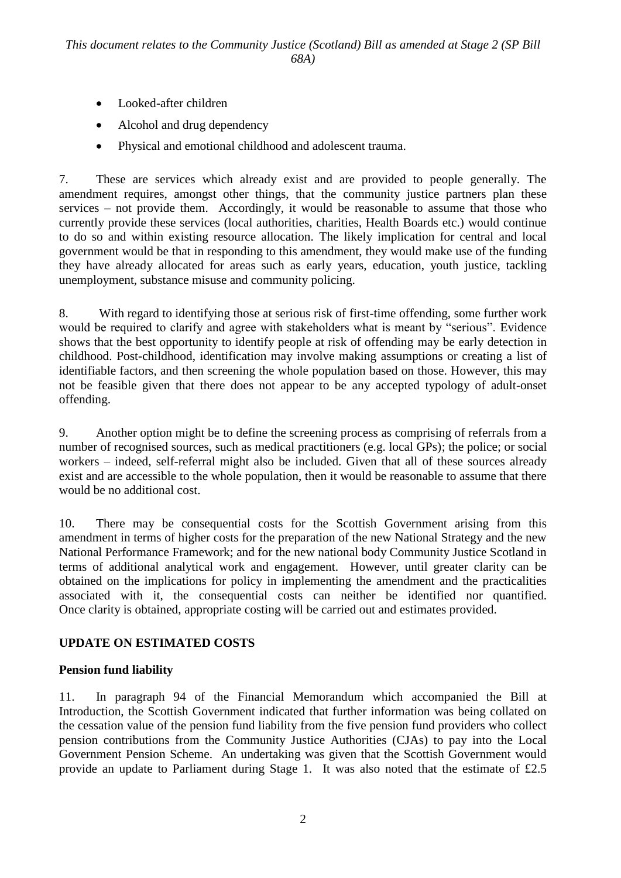- Looked-after children
- Alcohol and drug dependency
- Physical and emotional childhood and adolescent trauma.

7. These are services which already exist and are provided to people generally. The amendment requires, amongst other things, that the community justice partners plan these services – not provide them. Accordingly, it would be reasonable to assume that those who currently provide these services (local authorities, charities, Health Boards etc.) would continue to do so and within existing resource allocation. The likely implication for central and local government would be that in responding to this amendment, they would make use of the funding they have already allocated for areas such as early years, education, youth justice, tackling unemployment, substance misuse and community policing.

8. With regard to identifying those at serious risk of first-time offending, some further work would be required to clarify and agree with stakeholders what is meant by "serious". Evidence shows that the best opportunity to identify people at risk of offending may be early detection in childhood. Post-childhood, identification may involve making assumptions or creating a list of identifiable factors, and then screening the whole population based on those. However, this may not be feasible given that there does not appear to be any accepted typology of adult-onset offending.

9. Another option might be to define the screening process as comprising of referrals from a number of recognised sources, such as medical practitioners (e.g. local GPs); the police; or social workers – indeed, self-referral might also be included. Given that all of these sources already exist and are accessible to the whole population, then it would be reasonable to assume that there would be no additional cost.

10. There may be consequential costs for the Scottish Government arising from this amendment in terms of higher costs for the preparation of the new National Strategy and the new National Performance Framework; and for the new national body Community Justice Scotland in terms of additional analytical work and engagement. However, until greater clarity can be obtained on the implications for policy in implementing the amendment and the practicalities associated with it, the consequential costs can neither be identified nor quantified. Once clarity is obtained, appropriate costing will be carried out and estimates provided.

## UPDATE ON ESTIMATED COSTS

### Pension fund liability

11. In paragraph 94 of the Financial Memorandum which accompanied the Bill at Introduction, the Scottish Government indicated that further information was being collated on the cessation value of the pension fund liability from the five pension fund providers who collect pension contributions from the Community Justice Authorities (CJAs) to pay into the Local Government Pension Scheme. An undertaking was given that the Scottish Government would provide an update to Parliament during Stage 1. It was also noted that the estimate of £2.5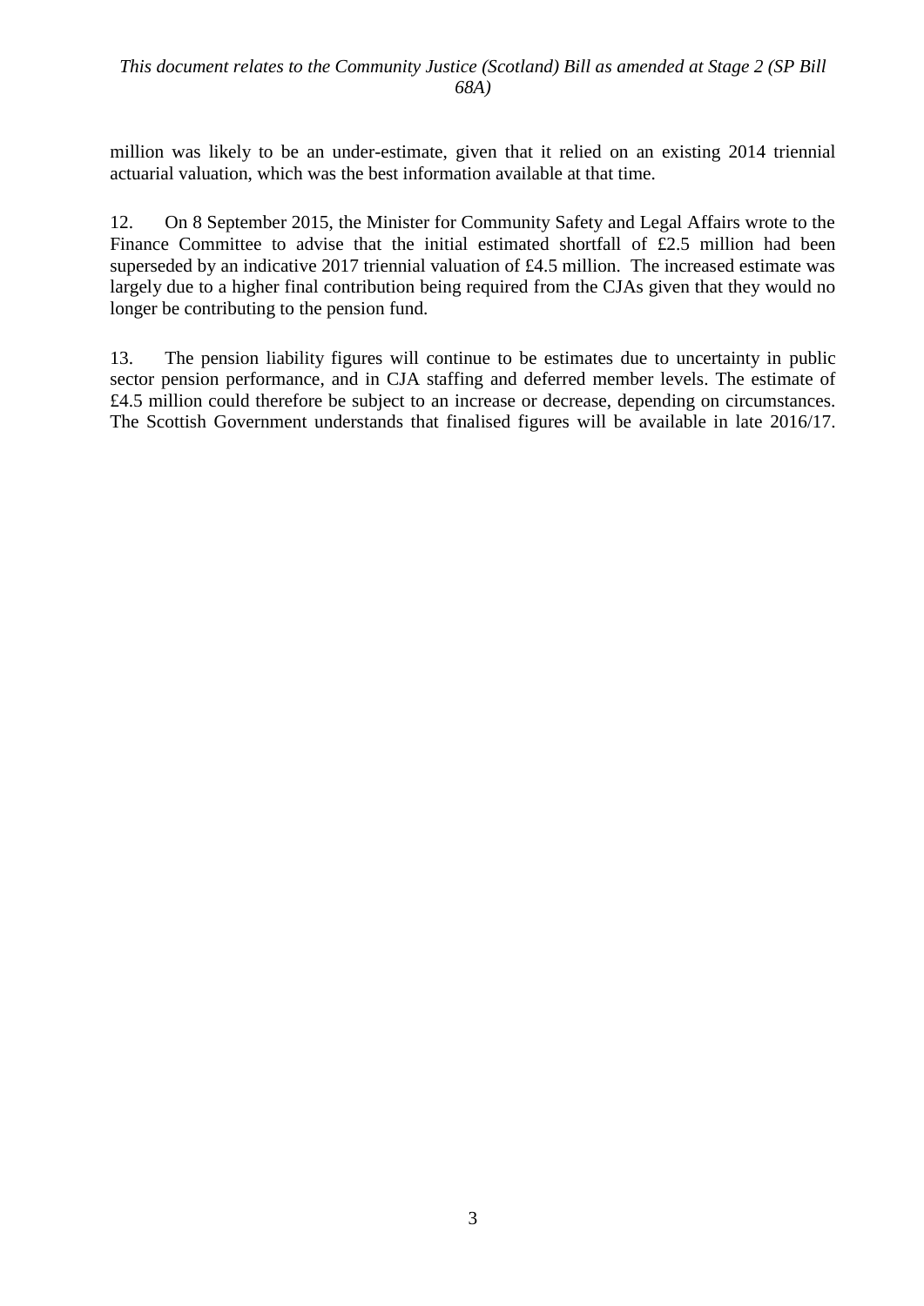million was likely to be an under-estimate, given that it relied on an existing 2014 triennial actuarial valuation, which was the best information available at that time.

12. On 8 September 2015, the Minister for Community Safety and Legal Affairs wrote to the Finance Committee to advise that the initial estimated shortfall of £2.5 million had been superseded by an indicative 2017 triennial valuation of £4.5 million. The increased estimate was largely due to a higher final contribution being required from the CJAs given that they would no longer be contributing to the pension fund.

13. The pension liability figures will continue to be estimates due to uncertainty in public sector pension performance, and in CJA staffing and deferred member levels. The estimate of £4.5 million could therefore be subject to an increase or decrease, depending on circumstances. The Scottish Government understands that finalised figures will be available in late 2016/17.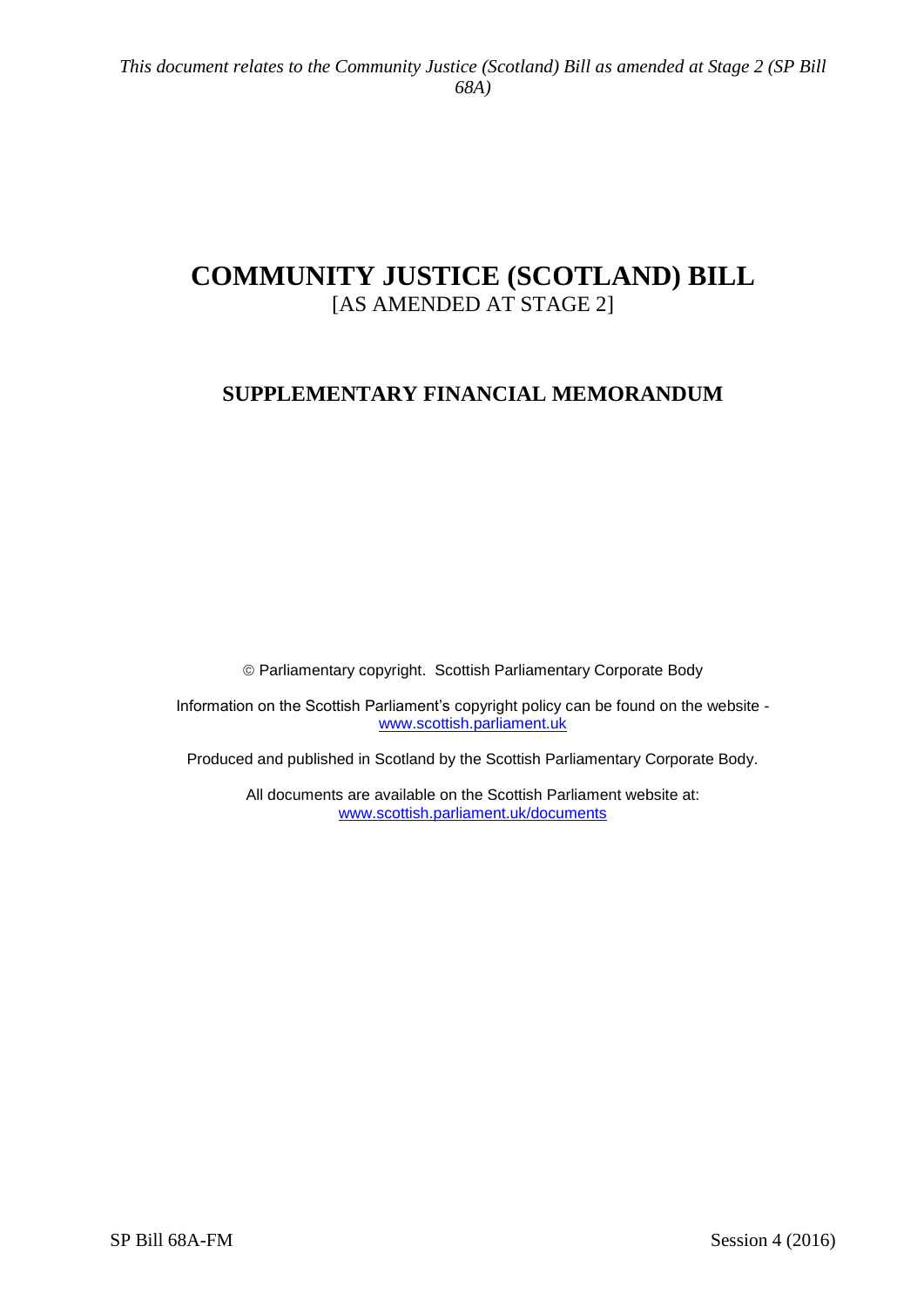*This document relates to the Community Justice (Scotland) Bill as amended at Stage 2 (SP Bill 68A)*

# COMMUNITY JUSTICE (SCOTLAND) BILL
[AS AMENDED AT STAGE 2]

## SUPPLEMENTARY FINANCIAL MEMORANDUM

© Parliamentary copyright. Scottish Parliamentary Corporate Body

Information on the Scottish Parliament's copyright policy can be found on the website - www.scottish.parliament.uk

Produced and published in Scotland by the Scottish Parliamentary Corporate Body.

All documents are available on the Scottish Parliament website at: www.scottish.parliament.uk/documents

SP Bill 68A-FM

Session 4 (2016)